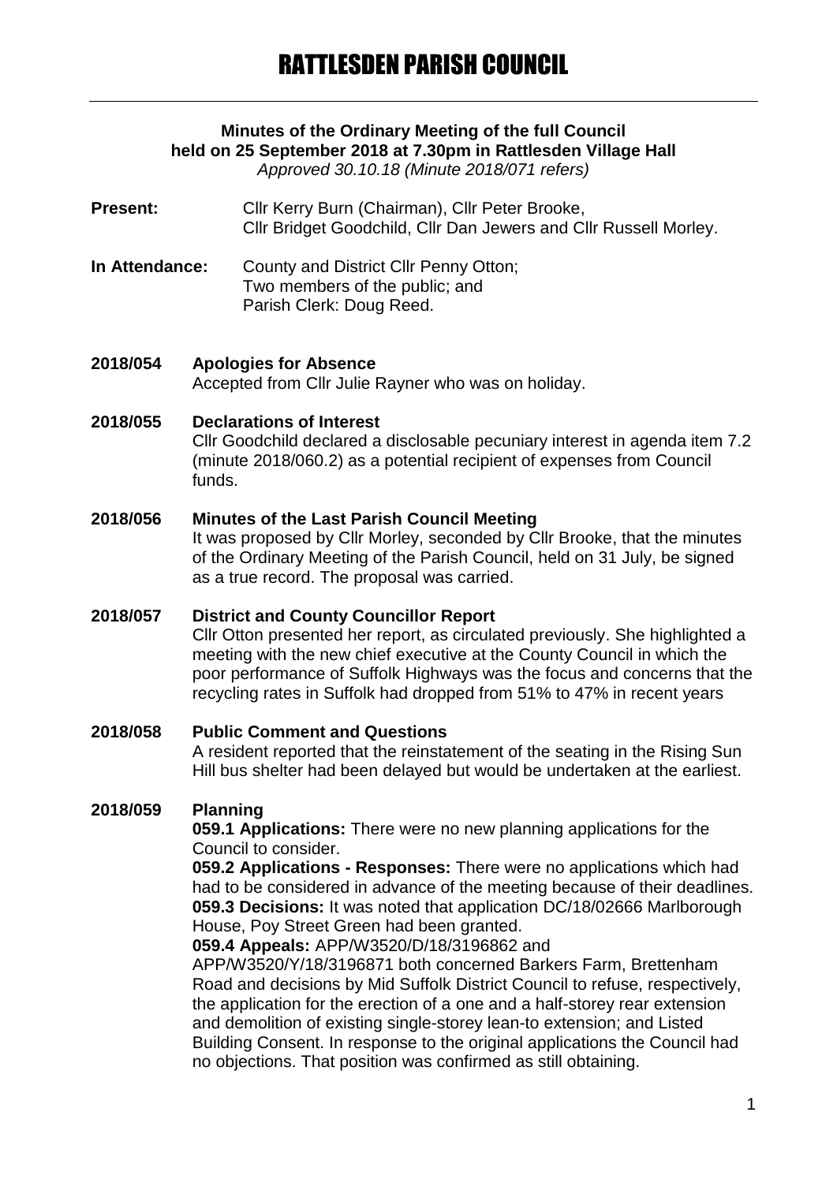# RATTLESDEN PARISH COUNCIL

**Minutes of the Ordinary Meeting of the full Council held on 25 September 2018 at 7.30pm in Rattlesden Village Hall**

*Approved 30.10.18 (Minute 2018/071 refers)*

**Present:** Cllr Kerry Burn (Chairman), Cllr Peter Brooke, Cllr Bridget Goodchild, Cllr Dan Jewers and Cllr Russell Morley.

**In Attendance:** County and District Cllr Penny Otton; Two members of the public; and Parish Clerk: Doug Reed.

**2018/054 Apologies for Absence**

Accepted from Cllr Julie Rayner who was on holiday.

**2018/055 Declarations of Interest**

Cllr Goodchild declared a disclosable pecuniary interest in agenda item 7.2 (minute 2018/060.2) as a potential recipient of expenses from Council funds.

**2018/056 Minutes of the Last Parish Council Meeting**

It was proposed by Cllr Morley, seconded by Cllr Brooke, that the minutes of the Ordinary Meeting of the Parish Council, held on 31 July, be signed as a true record. The proposal was carried.

**2018/057 District and County Councillor Report**

Cllr Otton presented her report, as circulated previously. She highlighted a meeting with the new chief executive at the County Council in which the poor performance of Suffolk Highways was the focus and concerns that the recycling rates in Suffolk had dropped from 51% to 47% in recent years

**2018/058 Public Comment and Questions**

A resident reported that the reinstatement of the seating in the Rising Sun Hill bus shelter had been delayed but would be undertaken at the earliest.

**2018/059 Planning**

**059.1 Applications:** There were no new planning applications for the Council to consider.

**059.2 Applications - Responses:** There were no applications which had had to be considered in advance of the meeting because of their deadlines.

**059.3 Decisions:** It was noted that application DC/18/02666 Marlborough House, Poy Street Green had been granted.

**059.4 Appeals:** APP/W3520/D/18/3196862 and APP/W3520/Y/18/3196871 both concerned Barkers Farm, Brettenham Road and decisions by Mid Suffolk District Council to refuse, respectively, the application for the erection of a one and a half-storey rear extension and demolition of existing single-storey lean-to extension; and Listed Building Consent. In response to the original applications the Council had no objections. That position was confirmed as still obtaining.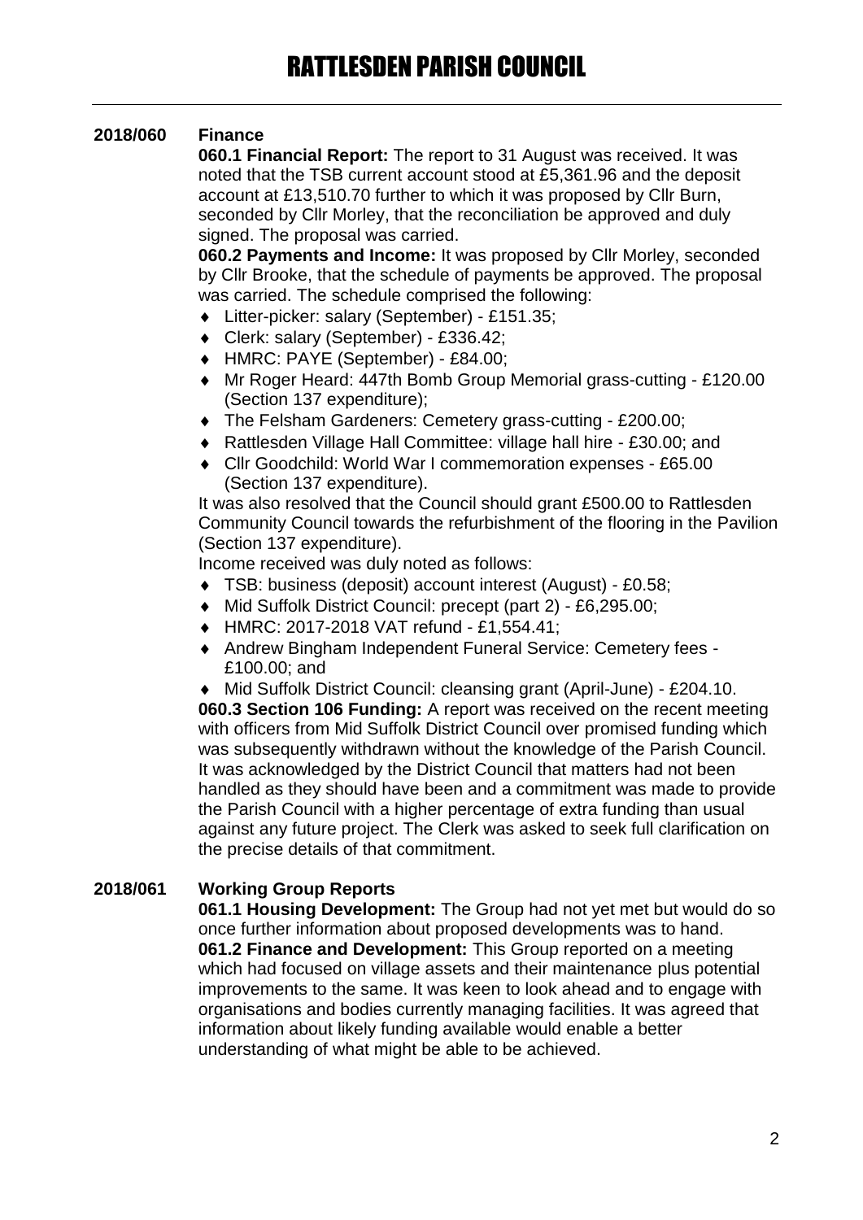**2018/060 Finance**

**060.1 Financial Report:** The report to 31 August was received. It was noted that the TSB current account stood at £5,361.96 and the deposit account at £13,510.70 further to which it was proposed by Cllr Burn, seconded by Cllr Morley, that the reconciliation be approved and duly signed. The proposal was carried.

**060.2 Payments and Income:** It was proposed by Cllr Morley, seconded by Cllr Brooke, that the schedule of payments be approved. The proposal was carried. The schedule comprised the following:

- Litter-picker: salary (September) - £151.35;
- Clerk: salary (September) - £336.42;
- HMRC: PAYE (September) - £84.00;
- Mr Roger Heard: 447th Bomb Group Memorial grass-cutting - £120.00 (Section 137 expenditure);
- The Felsham Gardeners: Cemetery grass-cutting - £200.00;
- Rattlesden Village Hall Committee: village hall hire - £30.00; and
- Cllr Goodchild: World War I commemoration expenses - £65.00 (Section 137 expenditure).

It was also resolved that the Council should grant £500.00 to Rattlesden Community Council towards the refurbishment of the flooring in the Pavilion (Section 137 expenditure).

Income received was duly noted as follows:

- TSB: business (deposit) account interest (August) - £0.58;
- Mid Suffolk District Council: precept (part 2) - £6,295.00;
- HMRC: 2017-2018 VAT refund - £1,554.41;
- Andrew Bingham Independent Funeral Service: Cemetery fees - £100.00; and
- Mid Suffolk District Council: cleansing grant (April-June) - £204.10.

**060.3 Section 106 Funding:** A report was received on the recent meeting with officers from Mid Suffolk District Council over promised funding which was subsequently withdrawn without the knowledge of the Parish Council. It was acknowledged by the District Council that matters had not been handled as they should have been and a commitment was made to provide the Parish Council with a higher percentage of extra funding than usual against any future project. The Clerk was asked to seek full clarification on the precise details of that commitment.

**2018/061 Working Group Reports**

**061.1 Housing Development:** The Group had not yet met but would do so once further information about proposed developments was to hand.

**061.2 Finance and Development:** This Group reported on a meeting which had focused on village assets and their maintenance plus potential improvements to the same. It was keen to look ahead and to engage with organisations and bodies currently managing facilities. It was agreed that information about likely funding available would enable a better understanding of what might be able to be achieved.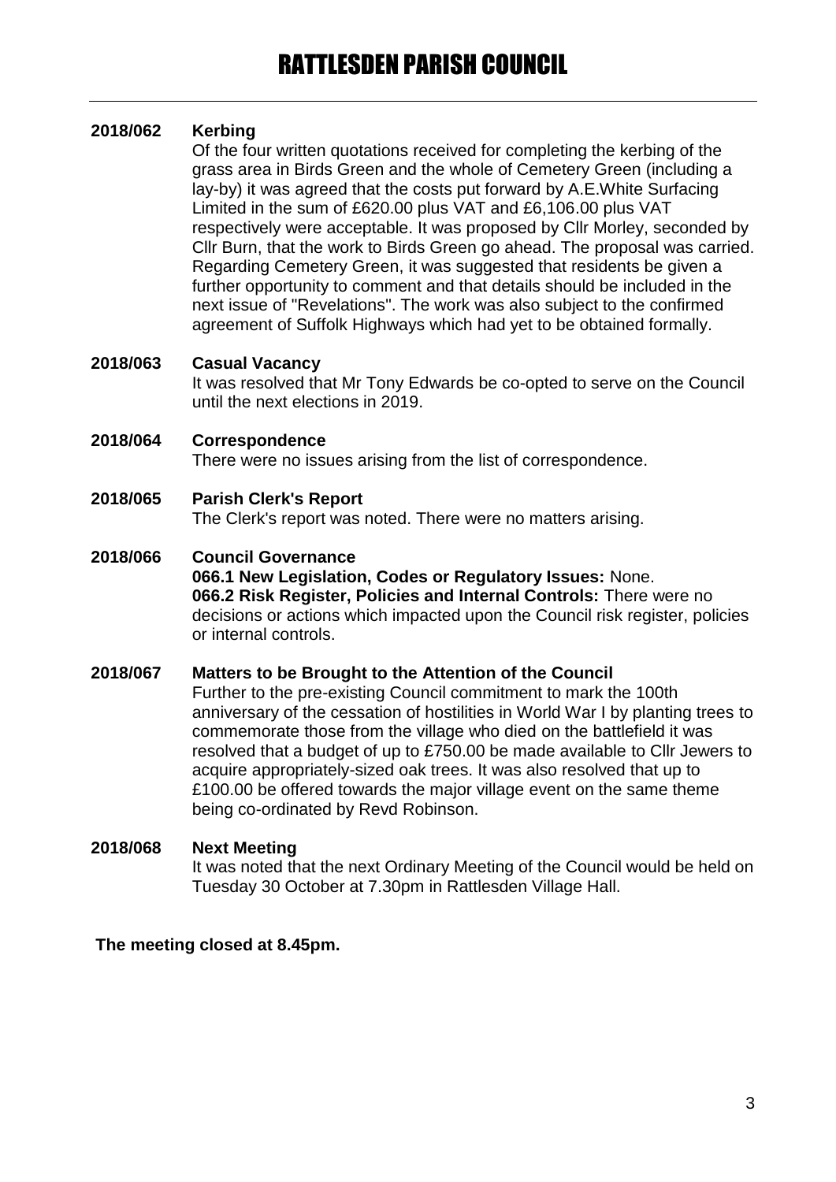**2018/062 Kerbing**

Of the four written quotations received for completing the kerbing of the grass area in Birds Green and the whole of Cemetery Green (including a lay-by) it was agreed that the costs put forward by A.E.White Surfacing Limited in the sum of £620.00 plus VAT and £6,106.00 plus VAT respectively were acceptable. It was proposed by Cllr Morley, seconded by Cllr Burn, that the work to Birds Green go ahead. The proposal was carried. Regarding Cemetery Green, it was suggested that residents be given a further opportunity to comment and that details should be included in the next issue of "Revelations". The work was also subject to the confirmed agreement of Suffolk Highways which had yet to be obtained formally.

**2018/063 Casual Vacancy**

It was resolved that Mr Tony Edwards be co-opted to serve on the Council until the next elections in 2019.

**2018/064 Correspondence**

There were no issues arising from the list of correspondence.

**2018/065 Parish Clerk's Report**

The Clerk's report was noted. There were no matters arising.

**2018/066 Council Governance**

**066.1 New Legislation, Codes or Regulatory Issues:** None.
**066.2 Risk Register, Policies and Internal Controls:** There were no decisions or actions which impacted upon the Council risk register, policies or internal controls.

**2018/067 Matters to be Brought to the Attention of the Council**

Further to the pre-existing Council commitment to mark the 100th anniversary of the cessation of hostilities in World War I by planting trees to commemorate those from the village who died on the battlefield it was resolved that a budget of up to £750.00 be made available to Cllr Jewers to acquire appropriately-sized oak trees. It was also resolved that up to £100.00 be offered towards the major village event on the same theme being co-ordinated by Revd Robinson.

**2018/068 Next Meeting**

It was noted that the next Ordinary Meeting of the Council would be held on Tuesday 30 October at 7.30pm in Rattlesden Village Hall.

**The meeting closed at 8.45pm.**